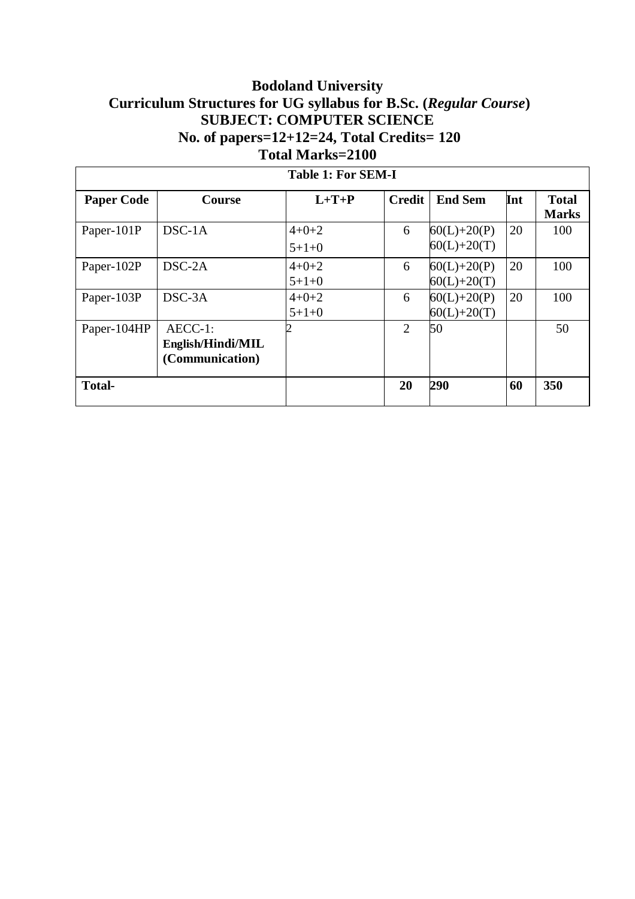# Bodoland University

## Curriculum Structures for UG syllabus for B.Sc. (*Regular Course*)

## SUBJECT: COMPUTER SCIENCE

### No. of papers=12+12=24, Total Credits= 120

### Total Marks=2100

**Table 1: For SEM-I**

| Paper Code | Course | L+T+P | Credit | End Sem | Int | Total Marks |
|---|---|---|---|---|---|---|
| Paper-101P | DSC-1A | 4+0+2<br>5+1+0 | 6 | 60(L)+20(P)<br>60(L)+20(T) | 20 | 100 |
| Paper-102P | DSC-2A | 4+0+2<br>5+1+0 | 6 | 60(L)+20(P)<br>60(L)+20(T) | 20 | 100 |
| Paper-103P | DSC-3A | 4+0+2<br>5+1+0 | 6 | 60(L)+20(P)<br>60(L)+20(T) | 20 | 100 |
| Paper-104HP | AECC-1: **English/Hindi/MIL (Communication)** | 2 | 2 | 50 | | 50 |
| **Total-** | | | **20** | **290** | **60** | **350** |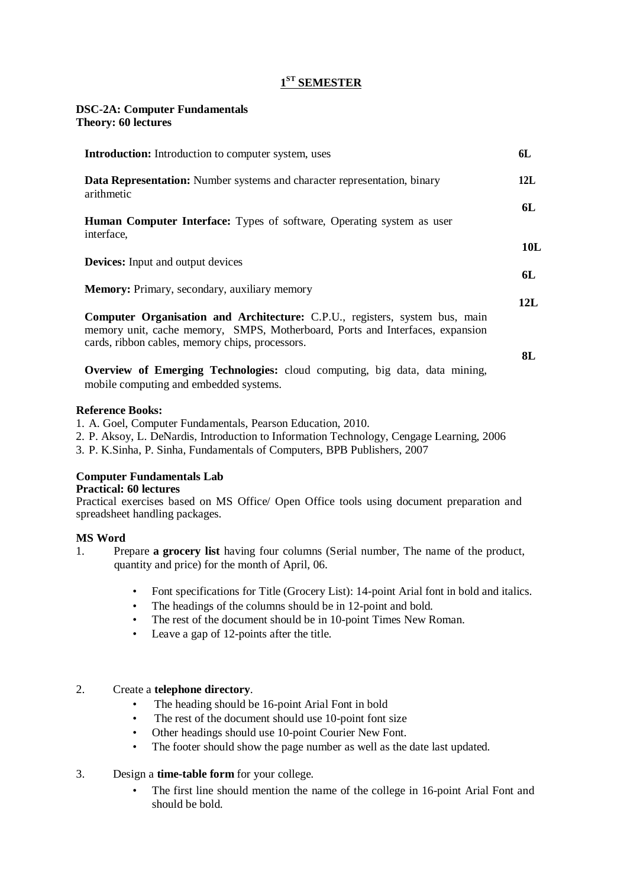## 1ST SEMESTER

**DSC-2A: Computer Fundamentals**
**Theory: 60 lectures**

| Topic | Lectures |
|---|---|
| **Introduction:** Introduction to computer system, uses | **6L** |
| **Data Representation:** Number systems and character representation, binary arithmetic | **12L** |
| **Human Computer Interface:** Types of software, Operating system as user interface, | **6L** |
| **Devices:** Input and output devices | **10L** |
| **Memory:** Primary, secondary, auxiliary memory | **6L** |
| **Computer Organisation and Architecture:** C.P.U., registers, system bus, main memory unit, cache memory, SMPS, Motherboard, Ports and Interfaces, expansion cards, ribbon cables, memory chips, processors. | **12L** |
| **Overview of Emerging Technologies:** cloud computing, big data, data mining, mobile computing and embedded systems. | **8L** |

**Reference Books:**

1. A. Goel, Computer Fundamentals, Pearson Education, 2010.
2. P. Aksoy, L. DeNardis, Introduction to Information Technology, Cengage Learning, 2006
3. P. K.Sinha, P. Sinha, Fundamentals of Computers, BPB Publishers, 2007

**Computer Fundamentals Lab**
**Practical: 60 lectures**

Practical exercises based on MS Office/ Open Office tools using document preparation and spreadsheet handling packages.

**MS Word**

1. Prepare **a grocery list** having four columns (Serial number, The name of the product, quantity and price) for the month of April, 06.
   - Font specifications for Title (Grocery List): 14-point Arial font in bold and italics.
   - The headings of the columns should be in 12-point and bold.
   - The rest of the document should be in 10-point Times New Roman.
   - Leave a gap of 12-points after the title.

2. Create a **telephone directory**.
   - The heading should be 16-point Arial Font in bold
   - The rest of the document should use 10-point font size
   - Other headings should use 10-point Courier New Font.
   - The footer should show the page number as well as the date last updated.

3. Design a **time-table form** for your college.
   - The first line should mention the name of the college in 16-point Arial Font and should be bold.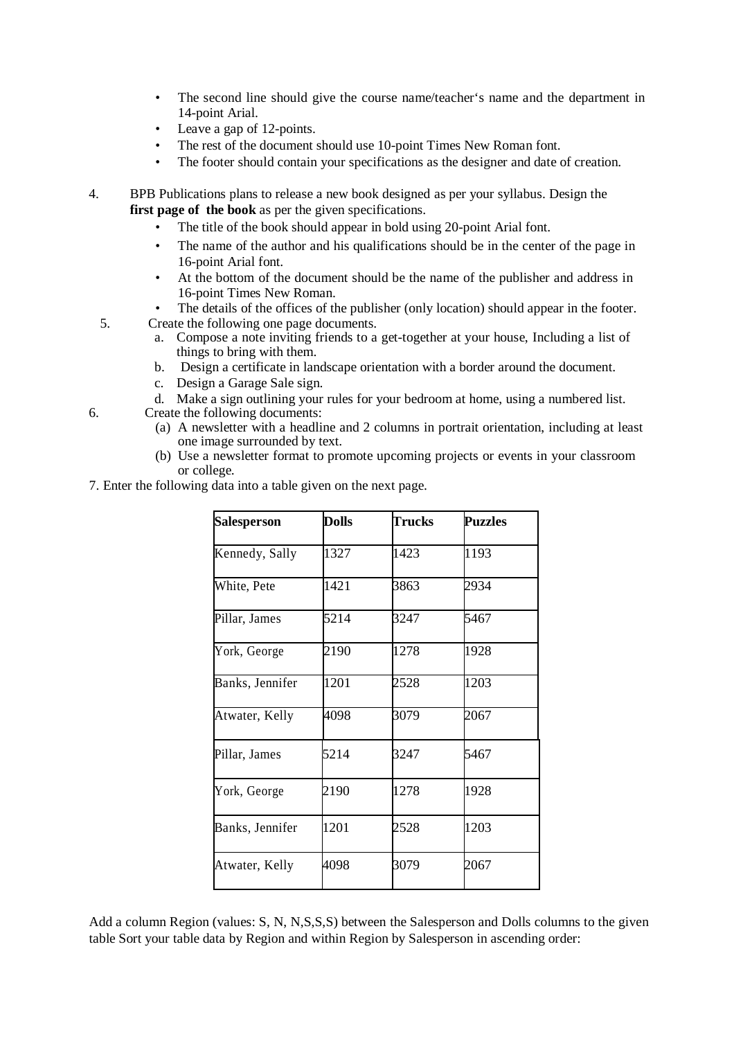- The second line should give the course name/teacher's name and the department in 14-point Arial.
- Leave a gap of 12-points.
- The rest of the document should use 10-point Times New Roman font.
- The footer should contain your specifications as the designer and date of creation.

4. BPB Publications plans to release a new book designed as per your syllabus. Design the **first page of the book** as per the given specifications.
   - The title of the book should appear in bold using 20-point Arial font.
   - The name of the author and his qualifications should be in the center of the page in 16-point Arial font.
   - At the bottom of the document should be the name of the publisher and address in 16-point Times New Roman.
   - The details of the offices of the publisher (only location) should appear in the footer.
5. Create the following one page documents.
   a. Compose a note inviting friends to a get-together at your house, Including a list of things to bring with them.
   b. Design a certificate in landscape orientation with a border around the document.
   c. Design a Garage Sale sign.
   d. Make a sign outlining your rules for your bedroom at home, using a numbered list.
6. Create the following documents:
   (a) A newsletter with a headline and 2 columns in portrait orientation, including at least one image surrounded by text.
   (b) Use a newsletter format to promote upcoming projects or events in your classroom or college.

7. Enter the following data into a table given on the next page.

| **Salesperson** | **Dolls** | **Trucks** | **Puzzles** |
|---|---|---|---|
| Kennedy, Sally | 1327 | 1423 | 1193 |
| White, Pete | 1421 | 3863 | 2934 |
| Pillar, James | 5214 | 3247 | 5467 |
| York, George | 2190 | 1278 | 1928 |
| Banks, Jennifer | 1201 | 2528 | 1203 |
| Atwater, Kelly | 4098 | 3079 | 2067 |
| Pillar, James | 5214 | 3247 | 5467 |
| York, George | 2190 | 1278 | 1928 |
| Banks, Jennifer | 1201 | 2528 | 1203 |
| Atwater, Kelly | 4098 | 3079 | 2067 |

Add a column Region (values: S, N, N,S,S,S) between the Salesperson and Dolls columns to the given table Sort your table data by Region and within Region by Salesperson in ascending order: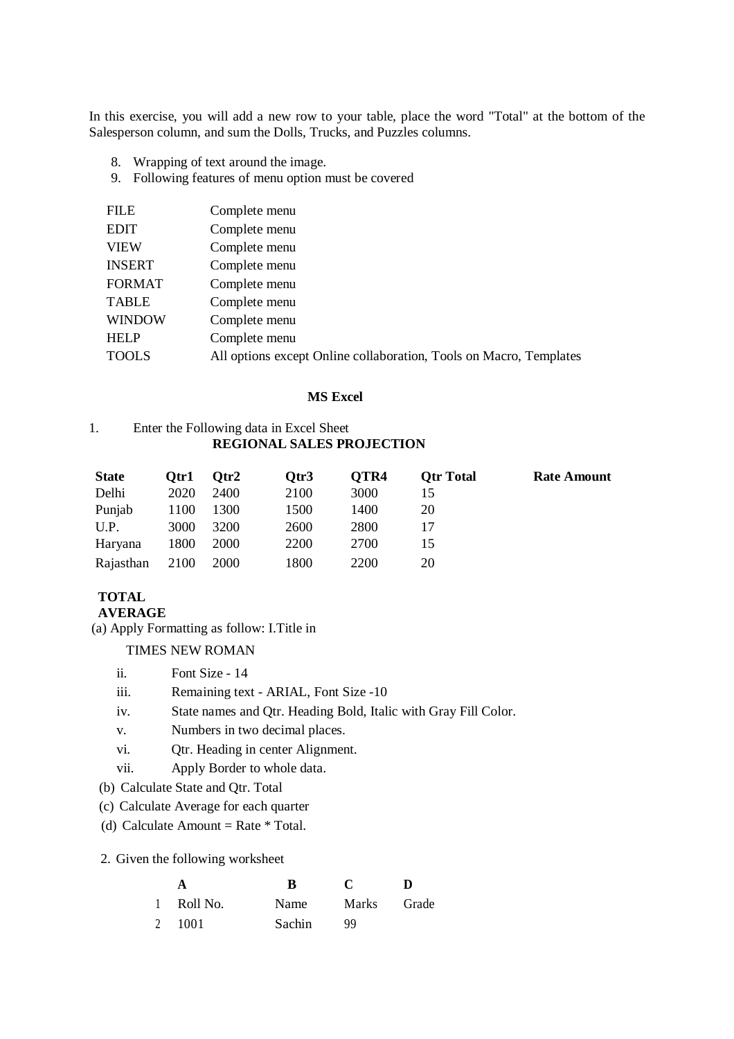In this exercise, you will add a new row to your table, place the word "Total" at the bottom of the Salesperson column, and sum the Dolls, Trucks, and Puzzles columns.

8. Wrapping of text around the image.
9. Following features of menu option must be covered

| | |
|---|---|
| FILE | Complete menu |
| EDIT | Complete menu |
| VIEW | Complete menu |
| INSERT | Complete menu |
| FORMAT | Complete menu |
| TABLE | Complete menu |
| WINDOW | Complete menu |
| HELP | Complete menu |
| TOOLS | All options except Online collaboration, Tools on Macro, Templates |

## MS Excel

1. Enter the Following data in Excel Sheet

**REGIONAL SALES PROJECTION**

| State | Qtr1 | Qtr2 | Qtr3 | QTR4 | Qtr Total | Rate Amount |
|---|---|---|---|---|---|---|
| Delhi | 2020 | 2400 | 2100 | 3000 | 15 | |
| Punjab | 1100 | 1300 | 1500 | 1400 | 20 | |
| U.P. | 3000 | 3200 | 2600 | 2800 | 17 | |
| Haryana | 1800 | 2000 | 2200 | 2700 | 15 | |
| Rajasthan | 2100 | 2000 | 1800 | 2200 | 20 | |
| **TOTAL** | | | | | | |
| **AVERAGE** | | | | | | |

(a) Apply Formatting as follow: I.Title in

TIMES NEW ROMAN

ii. Font Size - 14

iii. Remaining text - ARIAL, Font Size -10

iv. State names and Qtr. Heading Bold, Italic with Gray Fill Color.

v. Numbers in two decimal places.

vi. Qtr. Heading in center Alignment.

vii. Apply Border to whole data.

(b) Calculate State and Qtr. Total

(c) Calculate Average for each quarter

(d) Calculate Amount = Rate * Total.

2. Given the following worksheet

| | A | B | C | D |
|---|---|---|---|---|
| 1 | Roll No. | Name | Marks | Grade |
| 2 | 1001 | Sachin | 99 | |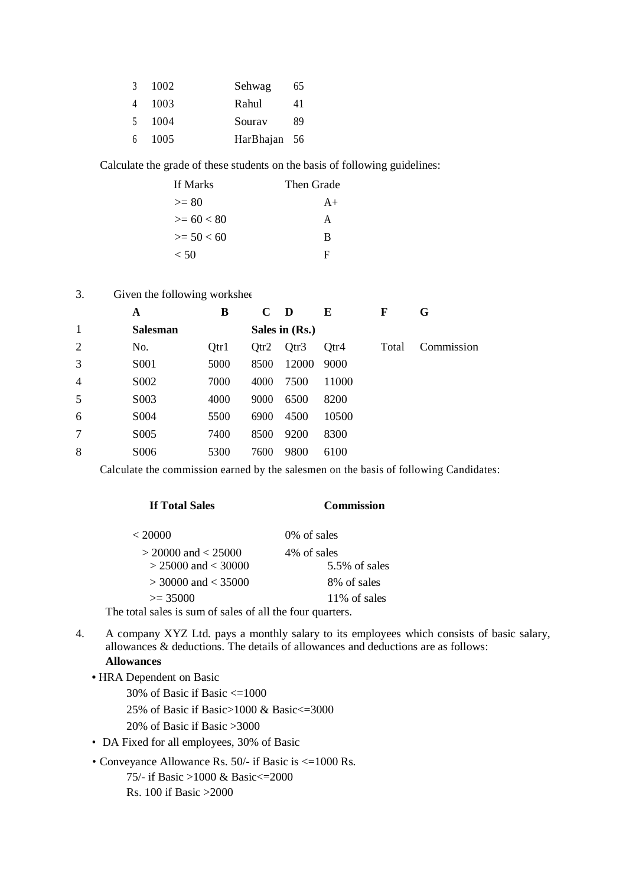| 3 | 1002 | Sehwag | 65 |
|---|---|---|---|
| 4 | 1003 | Rahul | 41 |
| 5 | 1004 | Sourav | 89 |
| 6 | 1005 | HarBhajan | 56 |

Calculate the grade of these students on the basis of following guidelines:

| If Marks | Then Grade |
|---|---|
| >= 80 | A+ |
| >= 60 < 80 | A |
| >= 50 < 60 | B |
| < 50 | F |

3. Given the following workshee

| | A | B | C | D | E | F | G |
|---|---|---|---|---|---|---|---|
| 1 | **Salesman** | | **Sales in (Rs.)** | | | | |
| 2 | No. | Qtr1 | Qtr2 | Qtr3 | Qtr4 | Total | Commission |
| 3 | S001 | 5000 | 8500 | 12000 | 9000 | | |
| 4 | S002 | 7000 | 4000 | 7500 | 11000 | | |
| 5 | S003 | 4000 | 9000 | 6500 | 8200 | | |
| 6 | S004 | 5500 | 6900 | 4500 | 10500 | | |
| 7 | S005 | 7400 | 8500 | 9200 | 8300 | | |
| 8 | S006 | 5300 | 7600 | 9800 | 6100 | | |

Calculate the commission earned by the salesmen on the basis of following Candidates:

| **If Total Sales** | **Commission** |
|---|---|
| < 20000 | 0% of sales |
| > 20000 and < 25000 | 4% of sales |
| > 25000 and < 30000 | 5.5% of sales |
| > 30000 and < 35000 | 8% of sales |
| >= 35000 | 11% of sales |

The total sales is sum of sales of all the four quarters.

4. A company XYZ Ltd. pays a monthly salary to its employees which consists of basic salary, allowances & deductions. The details of allowances and deductions are as follows:

**Allowances**

- HRA Dependent on Basic
  - 30% of Basic if Basic <=1000
  - 25% of Basic if Basic>1000 & Basic<=3000
  - 20% of Basic if Basic >3000
- DA Fixed for all employees, 30% of Basic
- Conveyance Allowance Rs. 50/- if Basic is <=1000 Rs.
  - 75/- if Basic >1000 & Basic<=2000
  - Rs. 100 if Basic >2000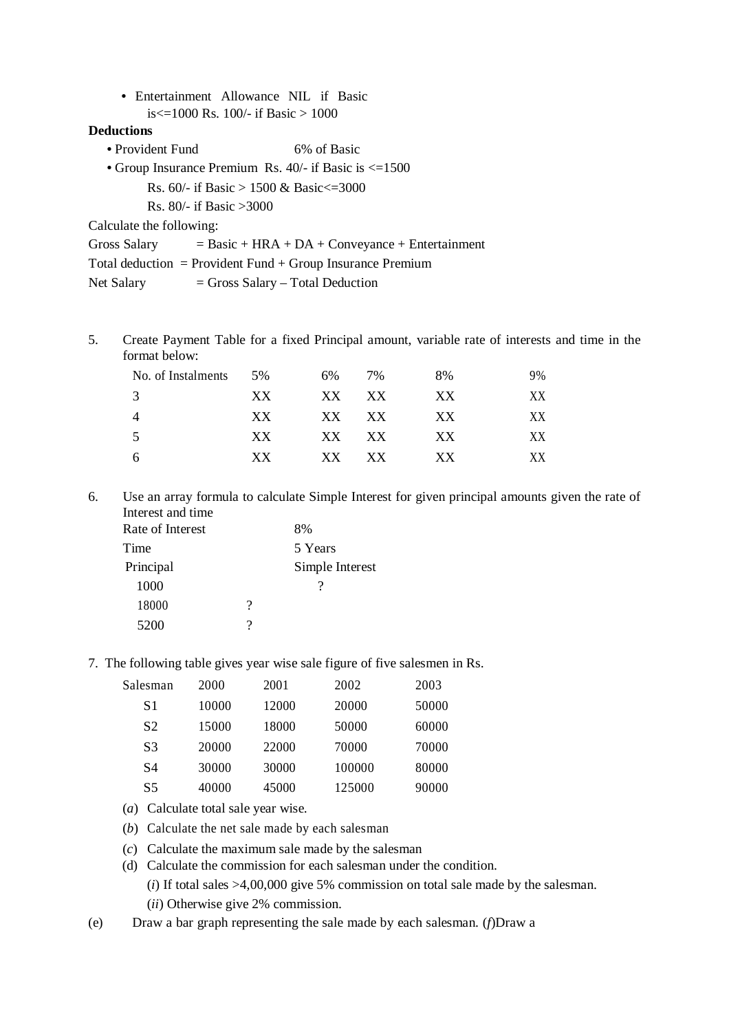- Entertainment Allowance NIL if Basic is<=1000 Rs. 100/- if Basic > 1000

**Deductions**

- Provident Fund 6% of Basic
- Group Insurance Premium Rs. 40/- if Basic is <=1500
  Rs. 60/- if Basic > 1500 & Basic<=3000
  Rs. 80/- if Basic >3000

Calculate the following:

Gross Salary = Basic + HRA + DA + Conveyance + Entertainment

Total deduction = Provident Fund + Group Insurance Premium

Net Salary = Gross Salary – Total Deduction

5. Create Payment Table for a fixed Principal amount, variable rate of interests and time in the format below:

| No. of Instalments | 5% | 6% | 7% | 8% | 9% |
|---|---|---|---|---|---|
| 3 | XX | XX | XX | XX | XX |
| 4 | XX | XX | XX | XX | XX |
| 5 | XX | XX | XX | XX | XX |
| 6 | XX | XX | XX | XX | XX |

6. Use an array formula to calculate Simple Interest for given principal amounts given the rate of Interest and time

Rate of Interest 8%

Time 5 Years

| Principal | Simple Interest |
|---|---|
| 1000 | ? |
| 18000 | ? |
| 5200 | ? |

7. The following table gives year wise sale figure of five salesmen in Rs.

| Salesman | 2000 | 2001 | 2002 | 2003 |
|---|---|---|---|---|
| S1 | 10000 | 12000 | 20000 | 50000 |
| S2 | 15000 | 18000 | 50000 | 60000 |
| S3 | 20000 | 22000 | 70000 | 70000 |
| S4 | 30000 | 30000 | 100000 | 80000 |
| S5 | 40000 | 45000 | 125000 | 90000 |

(*a*) Calculate total sale year wise.

(*b*) Calculate the net sale made by each salesman

(*c*) Calculate the maximum sale made by the salesman

(d) Calculate the commission for each salesman under the condition.

(*i*) If total sales >4,00,000 give 5% commission on total sale made by the salesman.

(*ii*) Otherwise give 2% commission.

(e) Draw a bar graph representing the sale made by each salesman. (*f*)Draw a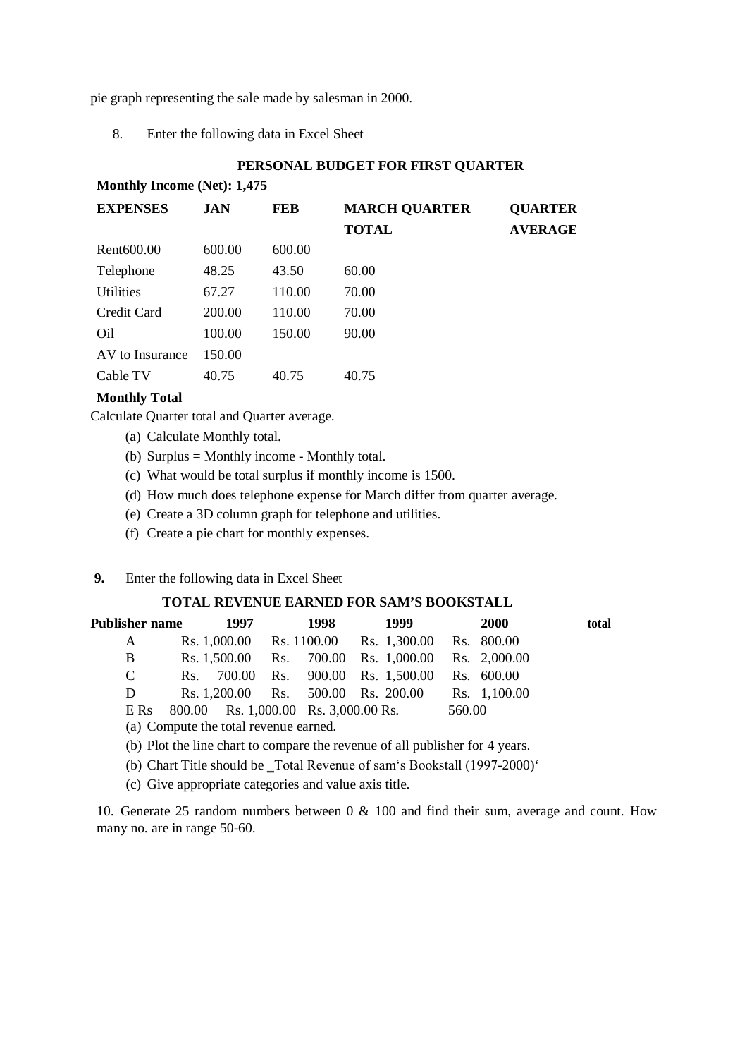pie graph representing the sale made by salesman in 2000.

8. Enter the following data in Excel Sheet

**PERSONAL BUDGET FOR FIRST QUARTER**

**Monthly Income (Net): 1,475**

| **EXPENSES** | **JAN** | **FEB** | **MARCH QUARTER TOTAL** | **QUARTER AVERAGE** |
|---|---|---|---|---|
| Rent600.00 | 600.00 | 600.00 | | |
| Telephone | 48.25 | 43.50 | 60.00 | |
| Utilities | 67.27 | 110.00 | 70.00 | |
| Credit Card | 200.00 | 110.00 | 70.00 | |
| Oil | 100.00 | 150.00 | 90.00 | |
| AV to Insurance | 150.00 | | | |
| Cable TV | 40.75 | 40.75 | 40.75 | |
| **Monthly Total** | | | | |

Calculate Quarter total and Quarter average.

(a) Calculate Monthly total.

(b) Surplus = Monthly income - Monthly total.

(c) What would be total surplus if monthly income is 1500.

(d) How much does telephone expense for March differ from quarter average.

(e) Create a 3D column graph for telephone and utilities.

(f) Create a pie chart for monthly expenses.

**9.** Enter the following data in Excel Sheet

**TOTAL REVENUE EARNED FOR SAM'S BOOKSTALL**

| **Publisher name** | **1997** | **1998** | **1999** | **2000** | **total** |
|---|---|---|---|---|---|
| A | Rs. 1,000.00 | Rs. 1100.00 | Rs. 1,300.00 | Rs. 800.00 | |
| B | Rs. 1,500.00 | Rs. 700.00 | Rs. 1,000.00 | Rs. 2,000.00 | |
| C | Rs. 700.00 | Rs. 900.00 | Rs. 1,500.00 | Rs. 600.00 | |
| D | Rs. 1,200.00 | Rs. 500.00 | Rs. 200.00 | Rs. 1,100.00 | |
| E | Rs 800.00 | Rs. 1,000.00 | Rs. 3,000.00 | Rs. 560.00 | |

(a) Compute the total revenue earned.

(b) Plot the line chart to compare the revenue of all publisher for 4 years.

(b) Chart Title should be ‗Total Revenue of sam‘s Bookstall (1997-2000)‘

(c) Give appropriate categories and value axis title.

10. Generate 25 random numbers between 0 & 100 and find their sum, average and count. How many no. are in range 50-60.